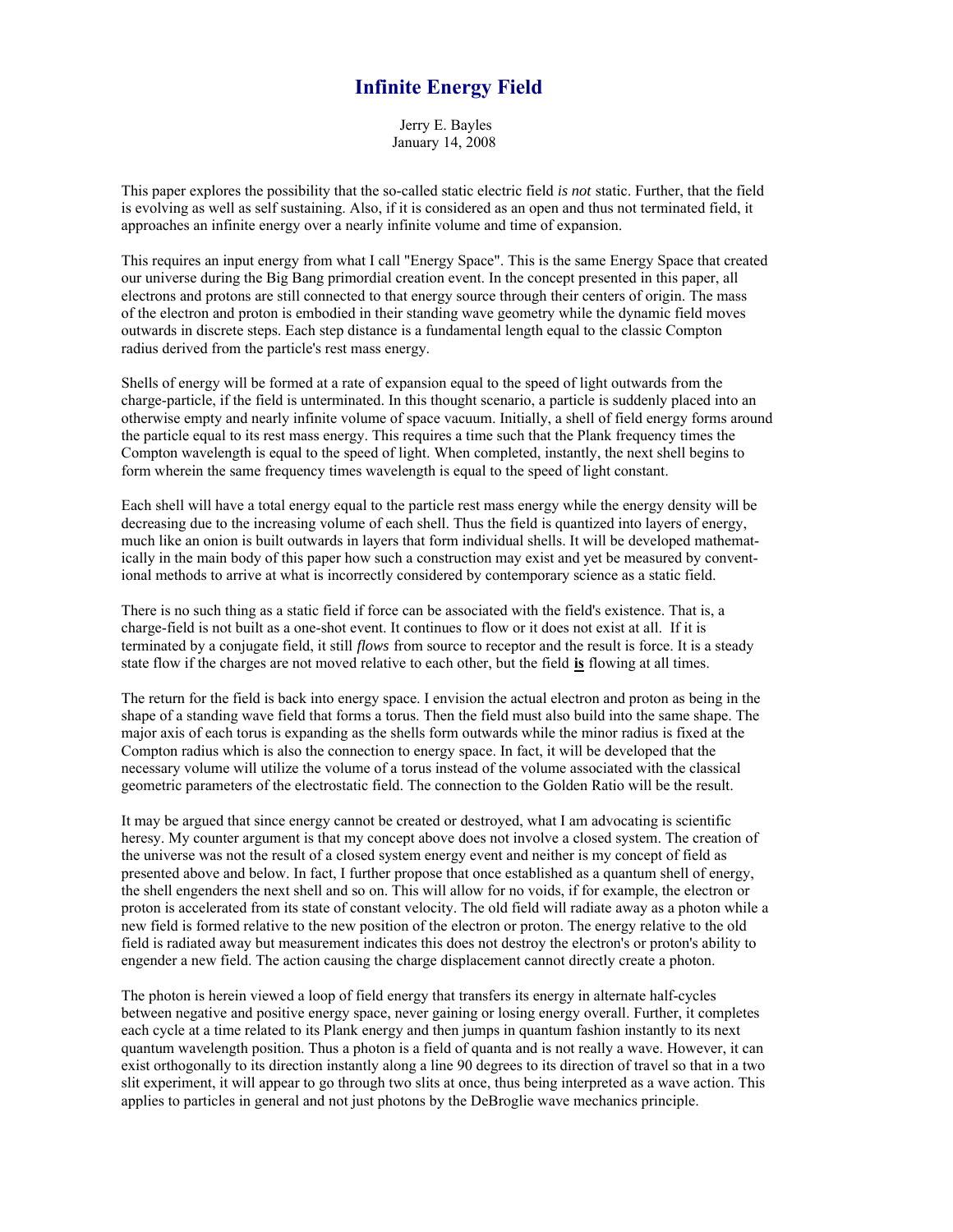# Infinite Energy Field

Jerry E. Bayles
January 14, 2008

This paper explores the possibility that the so-called static electric field *is not* static. Further, that the field is evolving as well as self sustaining. Also, if it is considered as an open and thus not terminated field, it approaches an infinite energy over a nearly infinite volume and time of expansion.

This requires an input energy from what I call "Energy Space". This is the same Energy Space that created our universe during the Big Bang primordial creation event. In the concept presented in this paper, all electrons and protons are still connected to that energy source through their centers of origin. The mass of the electron and proton is embodied in their standing wave geometry while the dynamic field moves outwards in discrete steps. Each step distance is a fundamental length equal to the classic Compton radius derived from the particle's rest mass energy.

Shells of energy will be formed at a rate of expansion equal to the speed of light outwards from the charge-particle, if the field is unterminated. In this thought scenario, a particle is suddenly placed into an otherwise empty and nearly infinite volume of space vacuum. Initially, a shell of field energy forms around the particle equal to its rest mass energy. This requires a time such that the Plank frequency times the Compton wavelength is equal to the speed of light. When completed, instantly, the next shell begins to form wherein the same frequency times wavelength is equal to the speed of light constant.

Each shell will have a total energy equal to the particle rest mass energy while the energy density will be decreasing due to the increasing volume of each shell. Thus the field is quantized into layers of energy, much like an onion is built outwards in layers that form individual shells. It will be developed mathematically in the main body of this paper how such a construction may exist and yet be measured by conventional methods to arrive at what is incorrectly considered by contemporary science as a static field.

There is no such thing as a static field if force can be associated with the field's existence. That is, a charge-field is not built as a one-shot event. It continues to flow or it does not exist at all. If it is terminated by a conjugate field, it still *flows* from source to receptor and the result is force. It is a steady state flow if the charges are not moved relative to each other, but the field **is** flowing at all times.

The return for the field is back into energy space. I envision the actual electron and proton as being in the shape of a standing wave field that forms a torus. Then the field must also build into the same shape. The major axis of each torus is expanding as the shells form outwards while the minor radius is fixed at the Compton radius which is also the connection to energy space. In fact, it will be developed that the necessary volume will utilize the volume of a torus instead of the volume associated with the classical geometric parameters of the electrostatic field. The connection to the Golden Ratio will be the result.

It may be argued that since energy cannot be created or destroyed, what I am advocating is scientific heresy. My counter argument is that my concept above does not involve a closed system. The creation of the universe was not the result of a closed system energy event and neither is my concept of field as presented above and below. In fact, I further propose that once established as a quantum shell of energy, the shell engenders the next shell and so on. This will allow for no voids, if for example, the electron or proton is accelerated from its state of constant velocity. The old field will radiate away as a photon while a new field is formed relative to the new position of the electron or proton. The energy relative to the old field is radiated away but measurement indicates this does not destroy the electron's or proton's ability to engender a new field. The action causing the charge displacement cannot directly create a photon.

The photon is herein viewed a loop of field energy that transfers its energy in alternate half-cycles between negative and positive energy space, never gaining or losing energy overall. Further, it completes each cycle at a time related to its Plank energy and then jumps in quantum fashion instantly to its next quantum wavelength position. Thus a photon is a field of quanta and is not really a wave. However, it can exist orthogonally to its direction instantly along a line 90 degrees to its direction of travel so that in a two slit experiment, it will appear to go through two slits at once, thus being interpreted as a wave action. This applies to particles in general and not just photons by the DeBroglie wave mechanics principle.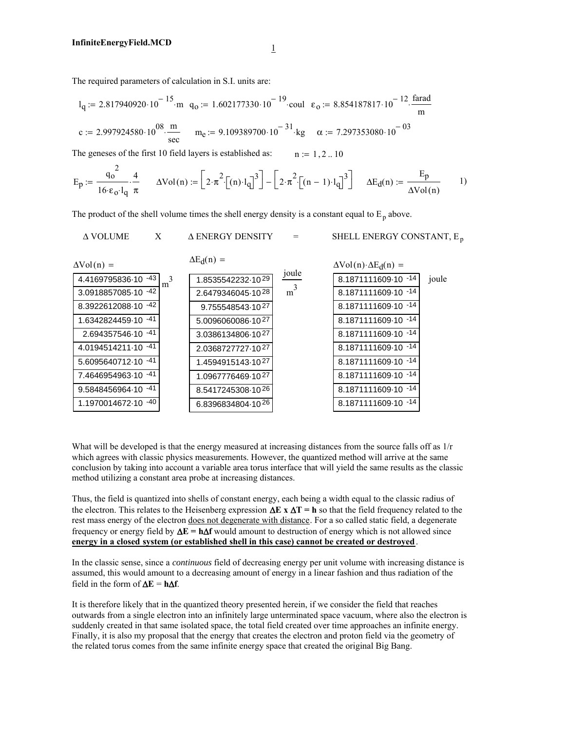The required parameters of calculation in S.I. units are:

$$l_q := 2.817940920 \cdot 10^{-15} \cdot \text{m} \quad q_o := 1.602177330 \cdot 10^{-19} \cdot \text{coul} \quad \varepsilon_o := 8.854187817 \cdot 10^{-12} \cdot \frac{\text{farad}}{\text{m}}$$

$$c := 2.997924580 \cdot 10^{08} \cdot \frac{\text{m}}{\text{sec}} \quad m_e := 9.109389700 \cdot 10^{-31} \cdot \text{kg} \quad \alpha := 7.297353080 \cdot 10^{-03}$$

The geneses of the first 10 field layers is established as: $\quad n := 1, 2 .. 10$

$$E_p := \frac{q_o^2}{16 \cdot \varepsilon_o \cdot l_q} \cdot \frac{4}{\pi} \qquad \Delta\text{Vol}(n) := \left[2 \cdot \pi^2 \cdot \left[(n) \cdot l_q\right]^3\right] - \left[2 \cdot \pi^2 \cdot \left[(n-1) \cdot l_q\right]^3\right] \qquad \Delta E_d(n) := \frac{E_p}{\Delta\text{Vol}(n)} \qquad 1)$$

The product of the shell volume times the shell energy density is a constant equal to $E_p$ above.

Δ VOLUME X Δ ENERGY DENSITY = SHELL ENERGY CONSTANT, $E_p$

| $\Delta\text{Vol}(n) =$ ($m^3$) | $\Delta E_d(n) =$ ($\frac{\text{joule}}{m^3}$) | $\Delta\text{Vol}(n) \cdot \Delta E_d(n) =$ (joule) |
|---|---|---|
| $4.4169795836 \cdot 10^{-43}$ | $1.8535542232 \cdot 10^{29}$ | $8.1871111609 \cdot 10^{-14}$ |
| $3.0918857085 \cdot 10^{-42}$ | $2.6479346045 \cdot 10^{28}$ | $8.1871111609 \cdot 10^{-14}$ |
| $8.3922612088 \cdot 10^{-42}$ | $9.755548543 \cdot 10^{27}$ | $8.1871111609 \cdot 10^{-14}$ |
| $1.6342824459 \cdot 10^{-41}$ | $5.0096060086 \cdot 10^{27}$ | $8.1871111609 \cdot 10^{-14}$ |
| $2.694357546 \cdot 10^{-41}$ | $3.0386134806 \cdot 10^{27}$ | $8.1871111609 \cdot 10^{-14}$ |
| $4.0194514211 \cdot 10^{-41}$ | $2.0368727727 \cdot 10^{27}$ | $8.1871111609 \cdot 10^{-14}$ |
| $5.6095640712 \cdot 10^{-41}$ | $1.4594915143 \cdot 10^{27}$ | $8.1871111609 \cdot 10^{-14}$ |
| $7.4646954963 \cdot 10^{-41}$ | $1.0967776469 \cdot 10^{27}$ | $8.1871111609 \cdot 10^{-14}$ |
| $9.5848456964 \cdot 10^{-41}$ | $8.5417245308 \cdot 10^{26}$ | $8.1871111609 \cdot 10^{-14}$ |
| $1.1970014672 \cdot 10^{-40}$ | $6.8396834804 \cdot 10^{26}$ | $8.1871111609 \cdot 10^{-14}$ |

What will be developed is that the energy measured at increasing distances from the source falls off as 1/r which agrees with classic physics measurements. However, the quantized method will arrive at the same conclusion by taking into account a variable area torus interface that will yield the same results as the classic method utilizing a constant area probe at increasing distances.

Thus, the field is quantized into shells of constant energy, each being a width equal to the classic radius of the electron. This relates to the Heisenberg expression **ΔE x ΔT = h** so that the field frequency related to the rest mass energy of the electron <u>does not degenerate with distance</u>. For a so called static field, a degenerate frequency or energy field by **ΔE = hΔf** would amount to destruction of energy which is not allowed since **<u>energy in a closed system (or established shell in this case) cannot be created or destroyed</u>**.

In the classic sense, since a *continuous* field of decreasing energy per unit volume with increasing distance is assumed, this would amount to a decreasing amount of energy in a linear fashion and thus radiation of the field in the form of **ΔE** = **hΔf**.

It is therefore likely that in the quantized theory presented herein, if we consider the field that reaches outwards from a single electron into an infinitely large unterminated space vacuum, where also the electron is suddenly created in that same isolated space, the total field created over time approaches an infinite energy. Finally, it is also my proposal that the energy that creates the electron and proton field via the geometry of the related torus comes from the same infinite energy space that created the original Big Bang.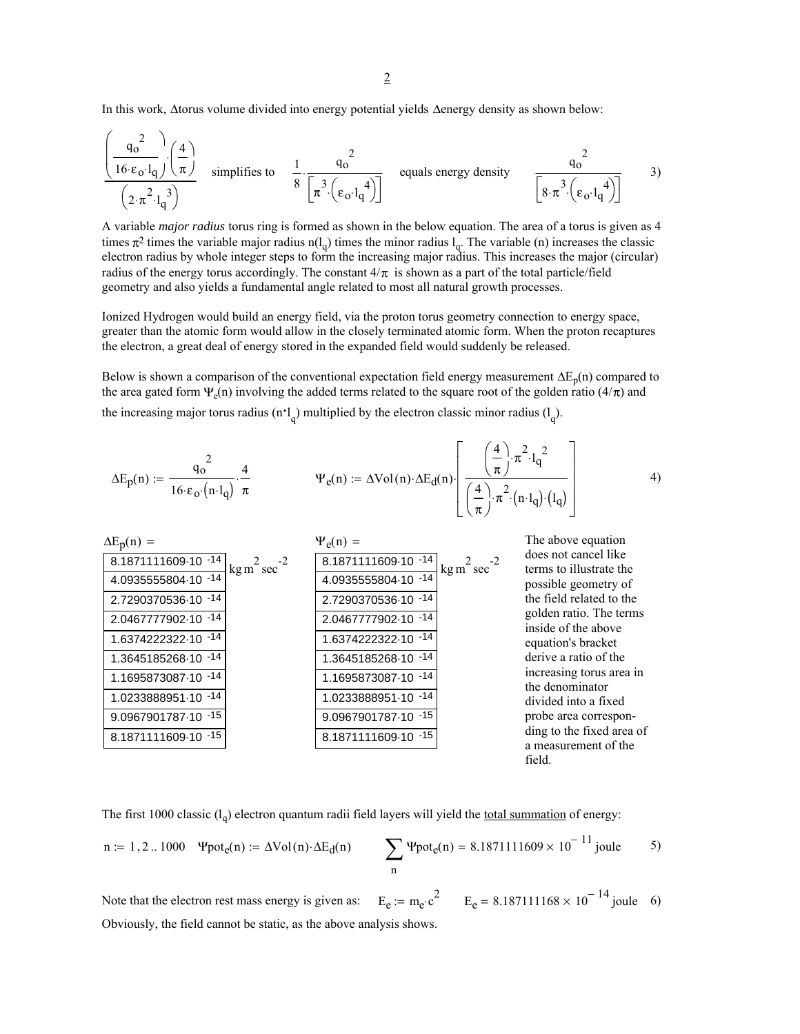In this work, Δtorus volume divided into energy potential yields Δenergy density as shown below:

$$\frac{\left(\frac{q_o^{\,2}}{16\cdot\varepsilon_o\cdot l_q}\right)\cdot\left(\frac{4}{\pi}\right)}{\left(2\cdot\pi^2\cdot l_q^{\,3}\right)} \quad \text{simplifies to} \quad \frac{1}{8}\cdot\frac{q_o^{\,2}}{\left[\pi^3\cdot\left(\varepsilon_o\cdot l_q^{\,4}\right)\right]} \quad \text{equals energy density} \quad \frac{q_o^{\,2}}{\left[8\cdot\pi^3\cdot\left(\varepsilon_o\cdot l_q^{\,4}\right)\right]} \qquad 3)$$

A variable *major radius* torus ring is formed as shown in the below equation. The area of a torus is given as 4 times $\pi^2$ times the variable major radius $n(l_q)$ times the minor radius $l_q$. The variable (n) increases the classic electron radius by whole integer steps to form the increasing major radius. This increases the major (circular) radius of the energy torus accordingly. The constant $4/\pi$ is shown as a part of the total particle/field geometry and also yields a fundamental angle related to most all natural growth processes.

Ionized Hydrogen would build an energy field, via the proton torus geometry connection to energy space, greater than the atomic form would allow in the closely terminated atomic form. When the proton recaptures the electron, a great deal of energy stored in the expanded field would suddenly be released.

Below is shown a comparison of the conventional expectation field energy measurement $\Delta E_p(n)$ compared to the area gated form $\Psi_e(n)$ involving the added terms related to the square root of the golden ratio $(4/\pi)$ and the increasing major torus radius $(n\cdot l_q)$ multiplied by the electron classic minor radius $(l_q)$.

$$\Delta E_p(n) := \frac{q_o^{\,2}}{16\cdot\varepsilon_o\cdot\left(n\cdot l_q\right)}\cdot\frac{4}{\pi} \qquad \Psi_e(n) := \Delta Vol(n)\cdot\Delta E_d(n)\cdot\left[\frac{\left(\frac{4}{\pi}\right)\cdot\pi^2\cdot l_q^{\,2}}{\left(\frac{4}{\pi}\right)\cdot\pi^2\cdot\left(n\cdot l_q\right)\cdot\left(l_q\right)}\right] \qquad 4)$$

| $\Delta E_p(n) =$ ($kg\,m^2\,sec^{-2}$) | $\Psi_e(n) =$ ($kg\,m^2\,sec^{-2}$) |
|---|---|
| $8.1871111609\cdot10^{-14}$ | $8.1871111609\cdot10^{-14}$ |
| $4.0935555804\cdot10^{-14}$ | $4.0935555804\cdot10^{-14}$ |
| $2.7290370536\cdot10^{-14}$ | $2.7290370536\cdot10^{-14}$ |
| $2.0467777902\cdot10^{-14}$ | $2.0467777902\cdot10^{-14}$ |
| $1.6374222322\cdot10^{-14}$ | $1.6374222322\cdot10^{-14}$ |
| $1.3645185268\cdot10^{-14}$ | $1.3645185268\cdot10^{-14}$ |
| $1.1695873087\cdot10^{-14}$ | $1.1695873087\cdot10^{-14}$ |
| $1.0233888951\cdot10^{-14}$ | $1.0233888951\cdot10^{-14}$ |
| $9.0967901787\cdot10^{-15}$ | $9.0967901787\cdot10^{-15}$ |
| $8.1871111609\cdot10^{-15}$ | $8.1871111609\cdot10^{-15}$ |

The above equation does not cancel like terms to illustrate the possible geometry of the field related to the golden ratio. The terms inside of the above equation's bracket derive a ratio of the increasing torus area in the denominator divided into a fixed probe area corresponding to the fixed area of a measurement of the field.

The first 1000 classic $(l_q)$ electron quantum radii field layers will yield the <u>total summation</u> of energy:

$$n := 1, 2 .. 1000 \quad \Psi pot_e(n) := \Delta Vol(n)\cdot\Delta E_d(n) \qquad \sum_n \Psi pot_e(n) = 8.1871111609\times10^{-11}\,\text{joule} \qquad 5)$$

Note that the electron rest mass energy is given as: $E_e := m_e\cdot c^2 \qquad E_e = 8.187111168\times10^{-14}\,\text{joule}$ 6)

Obviously, the field cannot be static, as the above analysis shows.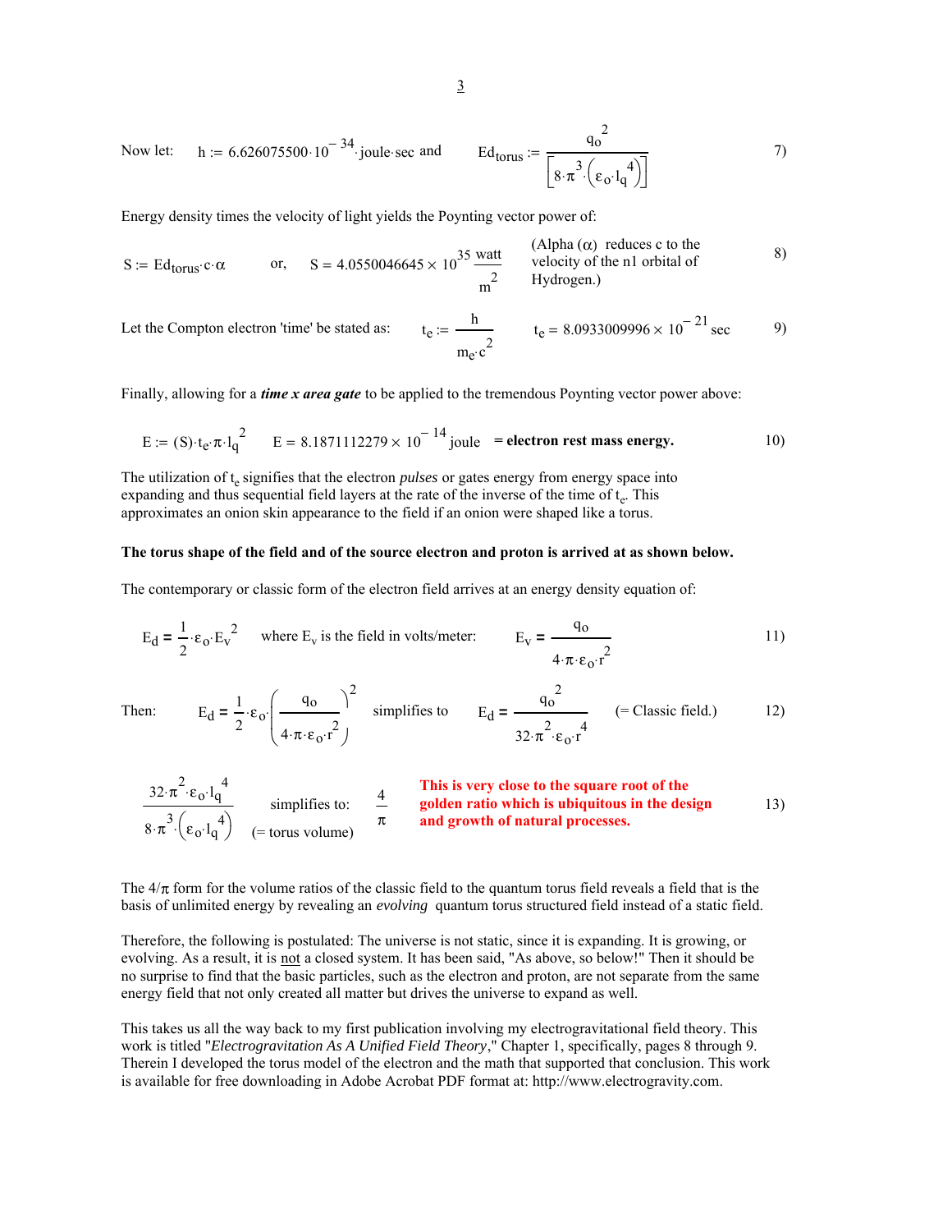Now let: $h := 6.626075500 \cdot 10^{-34} \cdot \text{joule} \cdot \text{sec}$ and $$Ed_{torus} := \frac{q_o^{\,2}}{\left[8 \cdot \pi^3 \cdot \left(\varepsilon_o \cdot l_q^{\,4}\right)\right]} \qquad 7)$$

Energy density times the velocity of light yields the Poynting vector power of:

$$S := Ed_{torus} \cdot c \cdot \alpha \qquad \text{or,} \qquad S = 4.0550046645 \times 10^{35} \, \frac{\text{watt}}{\text{m}^2} \qquad 8)$$

(Alpha ($\alpha$) reduces c to the velocity of the n1 orbital of Hydrogen.)

Let the Compton electron 'time' be stated as: $$t_e := \frac{h}{m_e \cdot c^2} \qquad t_e = 8.0933009996 \times 10^{-21} \, \text{sec} \qquad 9)$$

Finally, allowing for a ***time x area gate*** to be applied to the tremendous Poynting vector power above:

$$E := (S) \cdot t_e \cdot \pi \cdot l_q^{\,2} \qquad E = 8.1871112279 \times 10^{-14} \, \text{joule} \quad = \textbf{electron rest mass energy.} \qquad 10)$$

The utilization of $t_e$ signifies that the electron *pulses* or gates energy from energy space into expanding and thus sequential field layers at the rate of the inverse of the time of $t_e$. This approximates an onion skin appearance to the field if an onion were shaped like a torus.

**The torus shape of the field and of the source electron and proton is arrived at as shown below.**

The contemporary or classic form of the electron field arrives at an energy density equation of:

$$E_d = \frac{1}{2} \cdot \varepsilon_o \cdot E_v^{\,2} \quad \text{where } E_v \text{ is the field in volts/meter:} \quad E_v = \frac{q_o}{4 \cdot \pi \cdot \varepsilon_o \cdot r^2} \qquad 11)$$

Then: $$E_d = \frac{1}{2} \cdot \varepsilon_o \cdot \left(\frac{q_o}{4 \cdot \pi \cdot \varepsilon_o \cdot r^2}\right)^2 \quad \text{simplifies to} \quad E_d = \frac{q_o^{\,2}}{32 \cdot \pi^2 \cdot \varepsilon_o \cdot r^4} \quad (= \text{Classic field.}) \qquad 12)$$

$$\frac{32 \cdot \pi^2 \cdot \varepsilon_o \cdot l_q^{\,4}}{8 \cdot \pi^3 \cdot \left(\varepsilon_o \cdot l_q^{\,4}\right)} \quad \text{simplifies to:} \quad \frac{4}{\pi} \qquad 13)$$

(= torus volume)

**This is very close to the square root of the golden ratio which is ubiquitous in the design and growth of natural processes.**

The $4/\pi$ form for the volume ratios of the classic field to the quantum torus field reveals a field that is the basis of unlimited energy by revealing an *evolving* quantum torus structured field instead of a static field.

Therefore, the following is postulated: The universe is not static, since it is expanding. It is growing, or evolving. As a result, it is not a closed system. It has been said, "As above, so below!" Then it should be no surprise to find that the basic particles, such as the electron and proton, are not separate from the same energy field that not only created all matter but drives the universe to expand as well.

This takes us all the way back to my first publication involving my electrogravitational field theory. This work is titled "*Electrogravitation As A Unified Field Theory*," Chapter 1, specifically, pages 8 through 9. Therein I developed the torus model of the electron and the math that supported that conclusion. This work is available for free downloading in Adobe Acrobat PDF format at: http://www.electrogravity.com.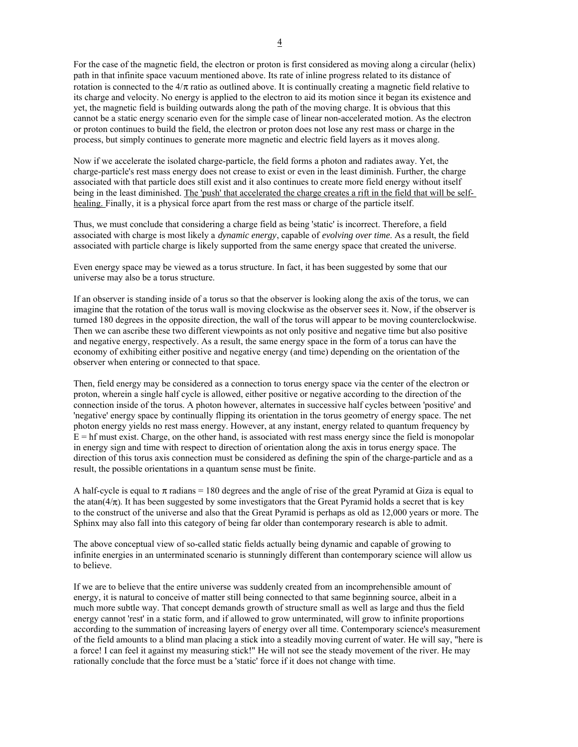For the case of the magnetic field, the electron or proton is first considered as moving along a circular (helix) path in that infinite space vacuum mentioned above. Its rate of inline progress related to its distance of rotation is connected to the $4/\pi$ ratio as outlined above. It is continually creating a magnetic field relative to its charge and velocity. No energy is applied to the electron to aid its motion since it began its existence and yet, the magnetic field is building outwards along the path of the moving charge. It is obvious that this cannot be a static energy scenario even for the simple case of linear non-accelerated motion. As the electron or proton continues to build the field, the electron or proton does not lose any rest mass or charge in the process, but simply continues to generate more magnetic and electric field layers as it moves along.

Now if we accelerate the isolated charge-particle, the field forms a photon and radiates away. Yet, the charge-particle's rest mass energy does not crease to exist or even in the least diminish. Further, the charge associated with that particle does still exist and it also continues to create more field energy without itself being in the least diminished. <u>The 'push' that accelerated the charge creates a rift in the field that will be self-healing.</u> Finally, it is a physical force apart from the rest mass or charge of the particle itself.

Thus, we must conclude that considering a charge field as being 'static' is incorrect. Therefore, a field associated with charge is most likely a *dynamic energy*, capable of *evolving over time*. As a result, the field associated with particle charge is likely supported from the same energy space that created the universe.

Even energy space may be viewed as a torus structure. In fact, it has been suggested by some that our universe may also be a torus structure.

If an observer is standing inside of a torus so that the observer is looking along the axis of the torus, we can imagine that the rotation of the torus wall is moving clockwise as the observer sees it. Now, if the observer is turned 180 degrees in the opposite direction, the wall of the torus will appear to be moving counterclockwise. Then we can ascribe these two different viewpoints as not only positive and negative time but also positive and negative energy, respectively. As a result, the same energy space in the form of a torus can have the economy of exhibiting either positive and negative energy (and time) depending on the orientation of the observer when entering or connected to that space.

Then, field energy may be considered as a connection to torus energy space via the center of the electron or proton, wherein a single half cycle is allowed, either positive or negative according to the direction of the connection inside of the torus. A photon however, alternates in successive half cycles between 'positive' and 'negative' energy space by continually flipping its orientation in the torus geometry of energy space. The net photon energy yields no rest mass energy. However, at any instant, energy related to quantum frequency by $E = hf$ must exist. Charge, on the other hand, is associated with rest mass energy since the field is monopolar in energy sign and time with respect to direction of orientation along the axis in torus energy space. The direction of this torus axis connection must be considered as defining the spin of the charge-particle and as a result, the possible orientations in a quantum sense must be finite.

A half-cycle is equal to $\pi$ radians = 180 degrees and the angle of rise of the great Pyramid at Giza is equal to the $\operatorname{atan}(4/\pi)$. It has been suggested by some investigators that the Great Pyramid holds a secret that is key to the construct of the universe and also that the Great Pyramid is perhaps as old as 12,000 years or more. The Sphinx may also fall into this category of being far older than contemporary research is able to admit.

The above conceptual view of so-called static fields actually being dynamic and capable of growing to infinite energies in an unterminated scenario is stunningly different than contemporary science will allow us to believe.

If we are to believe that the entire universe was suddenly created from an incomprehensible amount of energy, it is natural to conceive of matter still being connected to that same beginning source, albeit in a much more subtle way. That concept demands growth of structure small as well as large and thus the field energy cannot 'rest' in a static form, and if allowed to grow unterminated, will grow to infinite proportions according to the summation of increasing layers of energy over all time. Contemporary science's measurement of the field amounts to a blind man placing a stick into a steadily moving current of water. He will say, "here is a force! I can feel it against my measuring stick!" He will not see the steady movement of the river. He may rationally conclude that the force must be a 'static' force if it does not change with time.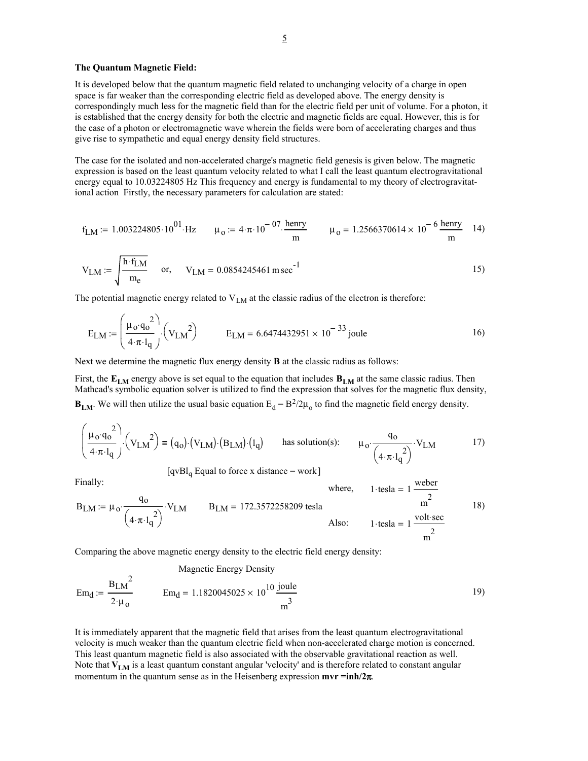**The Quantum Magnetic Field:**

It is developed below that the quantum magnetic field related to unchanging velocity of a charge in open space is far weaker than the corresponding electric field as developed above. The energy density is correspondingly much less for the magnetic field than for the electric field per unit of volume. For a photon, it is established that the energy density for both the electric and magnetic fields are equal. However, this is for the case of a photon or electromagnetic wave wherein the fields were born of accelerating charges and thus give rise to sympathetic and equal energy density field structures.

The case for the isolated and non-accelerated charge's magnetic field genesis is given below. The magnetic expression is based on the least quantum velocity related to what I call the least quantum electrogravitational energy equal to 10.03224805 Hz This frequency and energy is fundamental to my theory of electrogravitational action  Firstly, the necessary parameters for calculation are stated:

$$f_{LM} := 1.003224805 \cdot 10^{01} \cdot Hz \qquad \mu_o := 4 \cdot \pi \cdot 10^{-07} \cdot \frac{henry}{m} \qquad \mu_o = 1.2566370614 \times 10^{-6} \frac{henry}{m} \quad 14)$$

$$V_{LM} := \sqrt{\frac{h \cdot f_{LM}}{m_e}} \quad \text{or,} \quad V_{LM} = 0.0854245461\, m\, sec^{-1} \quad 15)$$

The potential magnetic energy related to $V_{LM}$ at the classic radius of the electron is therefore:

$$E_{LM} := \left( \frac{\mu_o \cdot q_o^2}{4 \cdot \pi \cdot l_q} \right) \cdot \left( V_{LM}^2 \right) \qquad E_{LM} = 6.6474432951 \times 10^{-33}\, joule \quad 16)$$

Next we determine the magnetic flux energy density **B** at the classic radius as follows:

First, the $\mathbf{E_{LM}}$ energy above is set equal to the equation that includes $\mathbf{B_{LM}}$ at the same classic radius. Then Mathcad's symbolic equation solver is utilized to find the expression that solves for the magnetic flux density, $\mathbf{B_{LM}}$. We will then utilize the usual basic equation $E_d = B^2/2\mu_o$ to find the magnetic field energy density.

$$\left( \frac{\mu_o \cdot q_o^2}{4 \cdot \pi \cdot l_q} \right) \cdot \left( V_{LM}^2 \right) = (q_o) \cdot (V_{LM}) \cdot (B_{LM}) \cdot (l_q) \qquad \text{has solution(s):} \qquad \mu_o \cdot \frac{q_o}{\left( 4 \cdot \pi \cdot l_q^2 \right)} \cdot V_{LM} \quad 17)$$

[$qvBl_q$ Equal to force x distance = work]

Finally:

$$B_{LM} := \mu_o \cdot \frac{q_o}{\left( 4 \cdot \pi \cdot l_q^2 \right)} \cdot V_{LM} \qquad B_{LM} = 172.3572258209\, tesla \quad 18)$$

where, $1 \cdot tesla = 1 \dfrac{weber}{m^2}$

Also: $1 \cdot tesla = 1 \dfrac{volt \cdot sec}{m^2}$

Comparing the above magnetic energy density to the electric field energy density:

Magnetic Energy Density

$$Em_d := \frac{B_{LM}^2}{2 \cdot \mu_o} \qquad Em_d = 1.1820045025 \times 10^{10} \frac{joule}{m^3} \quad 19)$$

It is immediately apparent that the magnetic field that arises from the least quantum electrogravitational velocity is much weaker than the quantum electric field when non-accelerated charge motion is concerned. This least quantum magnetic field is also associated with the observable gravitational reaction as well. Note that $\mathbf{V_{LM}}$ is a least quantum constant angular 'velocity' and is therefore related to constant angular momentum in the quantum sense as in the Heisenberg expression $\mathbf{mvr = inh/2\pi}$.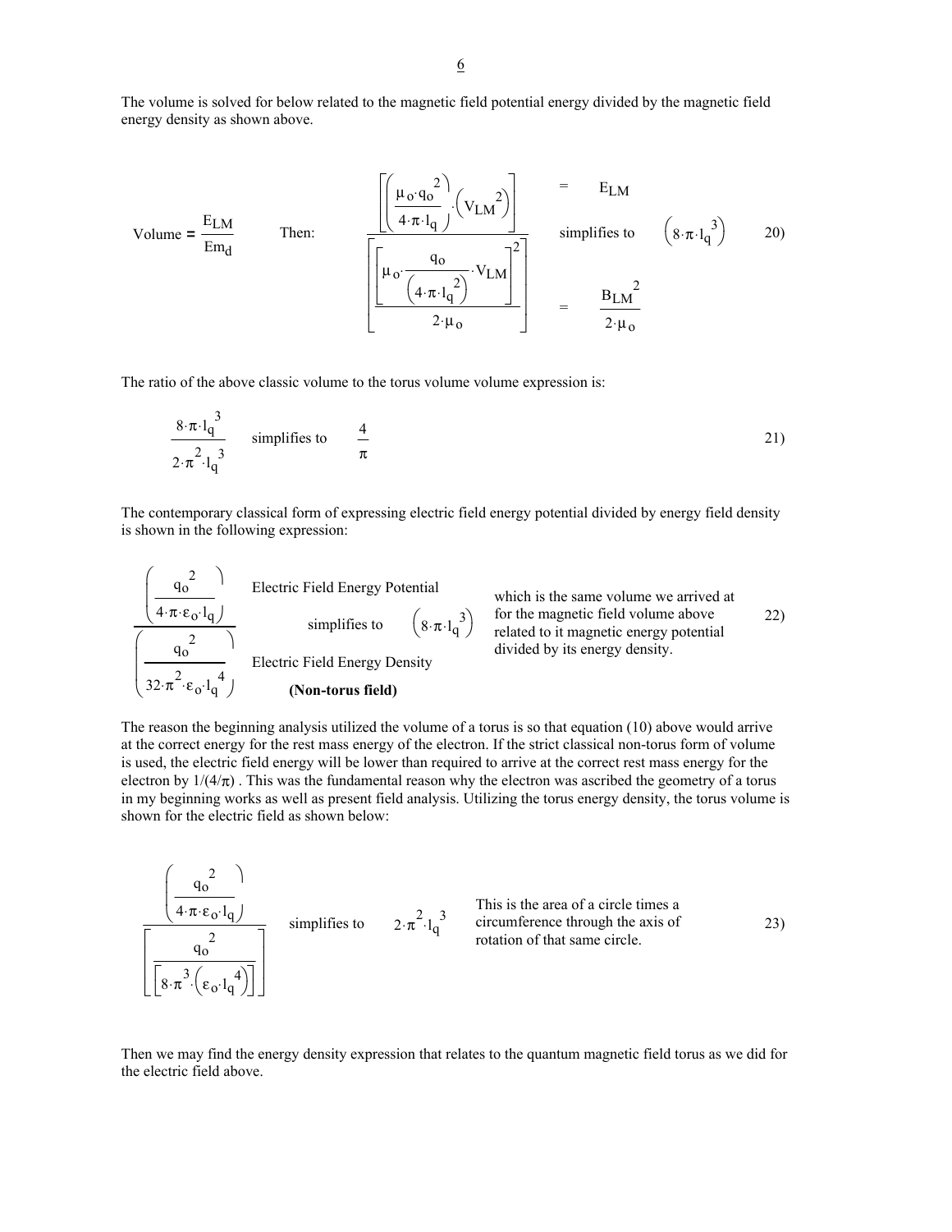The volume is solved for below related to the magnetic field potential energy divided by the magnetic field energy density as shown above.

$$\text{Volume} = \frac{E_{LM}}{Em_d} \qquad \text{Then:} \qquad \frac{\left[\left(\frac{\mu_o \cdot q_o^{\,2}}{4 \cdot \pi \cdot l_q}\right) \cdot \left(V_{LM}^{\,2}\right)\right]}{\left[\frac{\left[\mu_o \cdot \frac{q_o}{\left(4 \cdot \pi \cdot l_q^{\,2}\right)} \cdot V_{LM}\right]^2}{2 \cdot \mu_o}\right]} \quad \begin{matrix} = E_{LM} \\ \text{simplifies to} \\ = \frac{B_{LM}^{\,2}}{2 \cdot \mu_o} \end{matrix} \quad \left(8 \cdot \pi \cdot l_q^{\,3}\right) \qquad 20)$$

The ratio of the above classic volume to the torus volume volume expression is:

$$\frac{8 \cdot \pi \cdot l_q^{\,3}}{2 \cdot \pi^2 \cdot l_q^{\,3}} \quad \text{simplifies to} \quad \frac{4}{\pi} \qquad 21)$$

The contemporary classical form of expressing electric field energy potential divided by energy field density is shown in the following expression:

$$\frac{\left(\frac{q_o^{\,2}}{4 \cdot \pi \cdot \varepsilon_o \cdot l_q}\right)}{\left(\frac{q_o^{\,2}}{32 \cdot \pi^2 \cdot \varepsilon_o \cdot l_q^{\,4}}\right)} \quad \begin{matrix} \text{Electric Field Energy Potential} \\ \text{simplifies to} \quad \left(8 \cdot \pi \cdot l_q^{\,3}\right) \\ \text{Electric Field Energy Density} \\ \textbf{(Non-torus field)} \end{matrix} \qquad 22)$$

which is the same volume we arrived at for the magnetic field volume above related to it magnetic energy potential divided by its energy density.

The reason the beginning analysis utilized the volume of a torus is so that equation (10) above would arrive at the correct energy for the rest mass energy of the electron. If the strict classical non-torus form of volume is used, the electric field energy will be lower than required to arrive at the correct rest mass energy for the electron by $1/(4/\pi)$ . This was the fundamental reason why the electron was ascribed the geometry of a torus in my beginning works as well as present field analysis. Utilizing the torus energy density, the torus volume is shown for the electric field as shown below:

$$\frac{\left(\frac{q_o^{\,2}}{4 \cdot \pi \cdot \varepsilon_o \cdot l_q}\right)}{\left[\frac{q_o^{\,2}}{\left[8 \cdot \pi^3 \cdot \left(\varepsilon_o \cdot l_q^{\,4}\right)\right]}\right]} \quad \text{simplifies to} \quad 2 \cdot \pi^2 \cdot l_q^{\,3} \qquad 23)$$

This is the area of a circle times a circumference through the axis of rotation of that same circle.

Then we may find the energy density expression that relates to the quantum magnetic field torus as we did for the electric field above.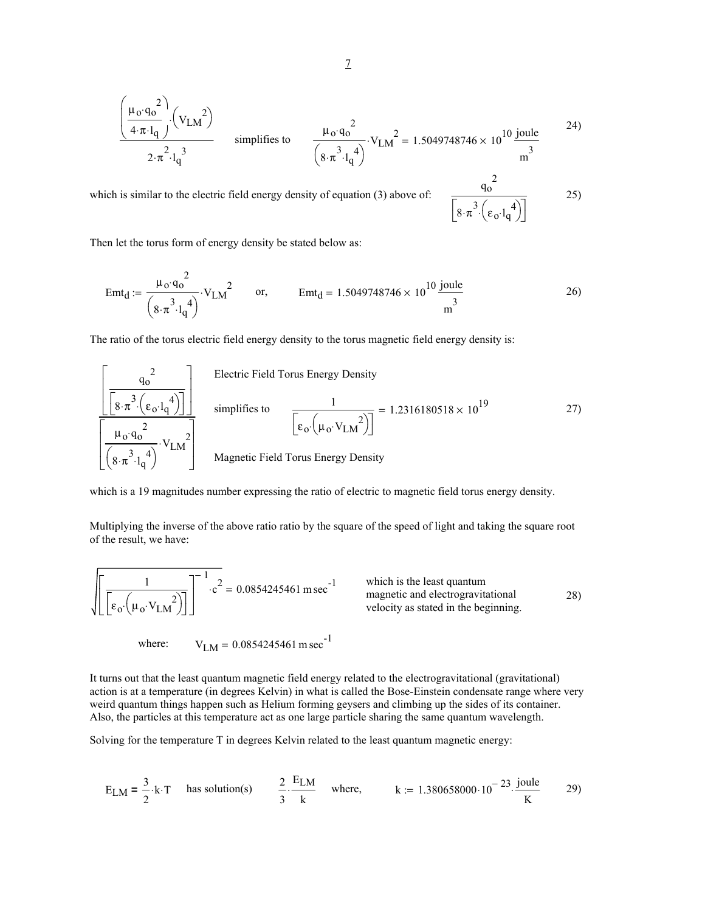$$\frac{\left(\frac{\mu_o \cdot q_o^{\,2}}{4 \cdot \pi \cdot l_q}\right) \cdot \left(V_{LM}^{\,2}\right)}{2 \cdot \pi^2 \cdot l_q^{\,3}} \qquad \text{simplifies to} \qquad \frac{\mu_o \cdot q_o^{\,2}}{\left(8 \cdot \pi^3 \cdot l_q^{\,4}\right)} \cdot V_{LM}^{\,2} = 1.5049748746 \times 10^{10} \, \frac{\text{joule}}{\text{m}^3} \tag{24}$$

which is similar to the electric field energy density of equation (3) above of:

$$\frac{q_o^{\,2}}{\left[8 \cdot \pi^3 \cdot \left(\varepsilon_o \cdot l_q^{\,4}\right)\right]} \tag{25}$$

Then let the torus form of energy density be stated below as:

$$Emt_d := \frac{\mu_o \cdot q_o^{\,2}}{\left(8 \cdot \pi^3 \cdot l_q^{\,4}\right)} \cdot V_{LM}^{\,2} \qquad \text{or,} \qquad Emt_d = 1.5049748746 \times 10^{10} \, \frac{\text{joule}}{\text{m}^3} \tag{26}$$

The ratio of the torus electric field energy density to the torus magnetic field energy density is:

$$\frac{\left[\frac{q_o^{\,2}}{\left[8 \cdot \pi^3 \cdot \left(\varepsilon_o \cdot l_q^{\,4}\right)\right]}\right]}{\left[\frac{\mu_o \cdot q_o^{\,2}}{\left(8 \cdot \pi^3 \cdot l_q^{\,4}\right)} \cdot V_{LM}^{\,2}\right]} \qquad \begin{array}{l} \text{Electric Field Torus Energy Density} \\ \text{simplifies to} \\ \text{Magnetic Field Torus Energy Density} \end{array} \qquad \frac{1}{\left[\varepsilon_o \cdot \left(\mu_o \cdot V_{LM}^{\,2}\right)\right]} = 1.2316180518 \times 10^{19} \tag{27}$$

which is a 19 magnitudes number expressing the ratio of electric to magnetic field torus energy density.

Multiplying the inverse of the above ratio ratio by the square of the speed of light and taking the square root of the result, we have:

$$\sqrt{\left[\frac{1}{\left[\varepsilon_o \cdot \left(\mu_o \cdot V_{LM}^{\,2}\right)\right]}\right]^{-1} \cdot c^2} = 0.0854245461 \, \text{m} \, \text{sec}^{-1} \tag{28}$$

which is the least quantum magnetic and electrogravitational velocity as stated in the beginning.

where: $\quad V_{LM} = 0.0854245461 \, \text{m} \, \text{sec}^{-1}$

It turns out that the least quantum magnetic field energy related to the electrogravitational (gravitational) action is at a temperature (in degrees Kelvin) in what is called the Bose-Einstein condensate range where very weird quantum things happen such as Helium forming geysers and climbing up the sides of its container. Also, the particles at this temperature act as one large particle sharing the same quantum wavelength.

Solving for the temperature T in degrees Kelvin related to the least quantum magnetic energy:

$$E_{LM} = \frac{3}{2} \cdot k \cdot T \qquad \text{has solution(s)} \qquad \frac{2}{3} \cdot \frac{E_{LM}}{k} \qquad \text{where,} \qquad k := 1.380658000 \cdot 10^{-23} \cdot \frac{\text{joule}}{\text{K}} \tag{29}$$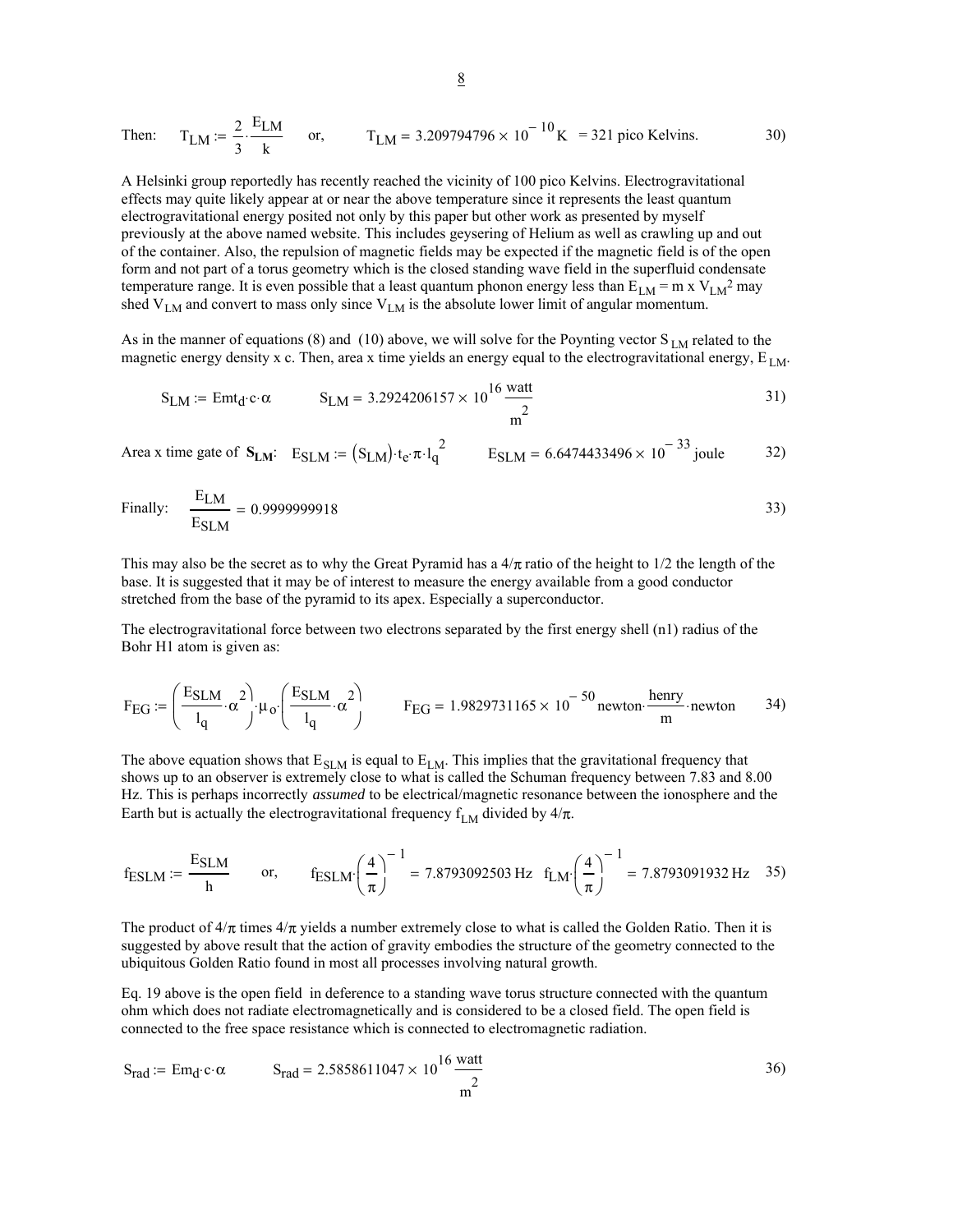Then: $T_{LM} := \frac{2}{3} \cdot \frac{E_{LM}}{k}$ or, $T_{LM} = 3.209794796 \times 10^{-10} \mathrm{K}$ = 321 pico Kelvins. 30)

A Helsinki group reportedly has recently reached the vicinity of 100 pico Kelvins. Electrogravitational effects may quite likely appear at or near the above temperature since it represents the least quantum electrogravitational energy posited not only by this paper but other work as presented by myself previously at the above named website. This includes geysering of Helium as well as crawling up and out of the container. Also, the repulsion of magnetic fields may be expected if the magnetic field is of the open form and not part of a torus geometry which is the closed standing wave field in the superfluid condensate temperature range. It is even possible that a least quantum phonon energy less than $E_{LM} = m \times V_{LM}^2$ may shed $V_{LM}$ and convert to mass only since $V_{LM}$ is the absolute lower limit of angular momentum.

As in the manner of equations (8) and (10) above, we will solve for the Poynting vector $S_{LM}$ related to the magnetic energy density x c. Then, area x time yields an energy equal to the electrogravitational energy, $E_{LM}$.

$$S_{LM} := Emt_d \cdot c \cdot \alpha \qquad S_{LM} = 3.2924206157 \times 10^{16} \frac{\mathrm{watt}}{\mathrm{m}^2} \tag{31}$$

Area x time gate of $\mathbf{S_{LM}}$: $E_{SLM} := (S_{LM}) \cdot t_e \cdot \pi \cdot l_q^2 \qquad E_{SLM} = 6.6474433496 \times 10^{-33} \mathrm{joule}$ 32)

Finally: $$\frac{E_{LM}}{E_{SLM}} = 0.9999999918 \tag{33}$$

This may also be the secret as to why the Great Pyramid has a $4/\pi$ ratio of the height to 1/2 the length of the base. It is suggested that it may be of interest to measure the energy available from a good conductor stretched from the base of the pyramid to its apex. Especially a superconductor.

The electrogravitational force between two electrons separated by the first energy shell (n1) radius of the Bohr H1 atom is given as:

$$F_{EG} := \left( \frac{E_{SLM}}{l_q} \cdot \alpha^2 \right) \cdot \mu_o \cdot \left( \frac{E_{SLM}}{l_q} \cdot \alpha^2 \right) \qquad F_{EG} = 1.9829731165 \times 10^{-50} \mathrm{newton} \cdot \frac{\mathrm{henry}}{\mathrm{m}} \cdot \mathrm{newton} \tag{34}$$

The above equation shows that $E_{SLM}$ is equal to $E_{LM}$. This implies that the gravitational frequency that shows up to an observer is extremely close to what is called the Schuman frequency between 7.83 and 8.00 Hz. This is perhaps incorrectly *assumed* to be electrical/magnetic resonance between the ionosphere and the Earth but is actually the electrogravitational frequency $f_{LM}$ divided by $4/\pi$.

$$f_{ESLM} := \frac{E_{SLM}}{h} \quad \text{or,} \quad f_{ESLM} \cdot \left( \frac{4}{\pi} \right)^{-1} = 7.8793092503 \,\mathrm{Hz} \quad f_{LM} \cdot \left( \frac{4}{\pi} \right)^{-1} = 7.8793091932 \,\mathrm{Hz} \tag{35}$$

The product of $4/\pi$ times $4/\pi$ yields a number extremely close to what is called the Golden Ratio. Then it is suggested by above result that the action of gravity embodies the structure of the geometry connected to the ubiquitous Golden Ratio found in most all processes involving natural growth.

Eq. 19 above is the open field in deference to a standing wave torus structure connected with the quantum ohm which does not radiate electromagnetically and is considered to be a closed field. The open field is connected to the free space resistance which is connected to electromagnetic radiation.

$$S_{rad} := Em_d \cdot c \cdot \alpha \qquad S_{rad} = 2.5858611047 \times 10^{16} \frac{\mathrm{watt}}{\mathrm{m}^2} \tag{36}$$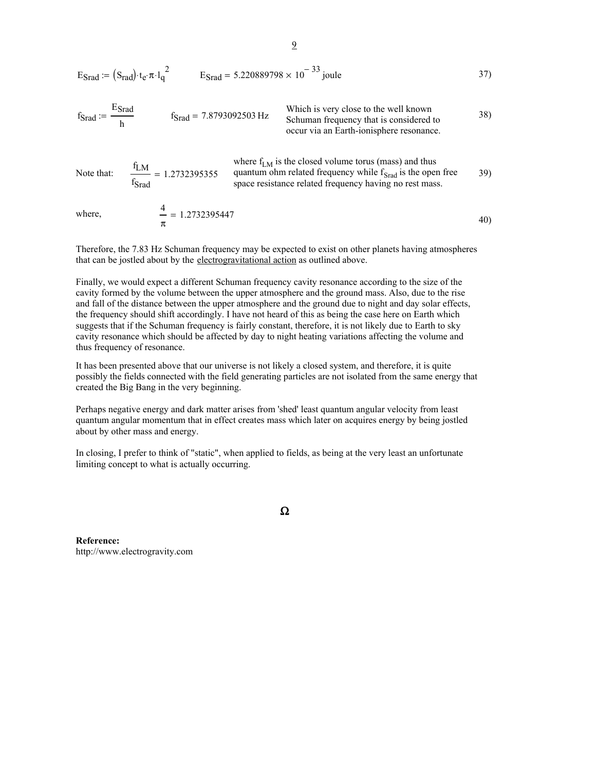$$E_{Srad} := (S_{rad}) \cdot t_e \cdot \pi \cdot l_q^2 \qquad E_{Srad} = 5.220889798 \times 10^{-33}\, \text{joule} \tag{37}$$

$$f_{Srad} := \frac{E_{Srad}}{h} \qquad f_{Srad} = 7.8793092503\, \text{Hz} \tag{38}$$

Which is very close to the well known Schuman frequency that is considered to occur via an Earth-ionisphere resonance.

Note that: $$\frac{f_{LM}}{f_{Srad}} = 1.2732395355 \tag{39}$$

where $f_{LM}$ is the closed volume torus (mass) and thus quantum ohm related frequency while $f_{Srad}$ is the open free space resistance related frequency having no rest mass.

where, $$\frac{4}{\pi} = 1.2732395447 \tag{40}$$

Therefore, the 7.83 Hz Schuman frequency may be expected to exist on other planets having atmospheres that can be jostled about by the electrogravitational action as outlined above.

Finally, we would expect a different Schuman frequency cavity resonance according to the size of the cavity formed by the volume between the upper atmosphere and the ground mass. Also, due to the rise and fall of the distance between the upper atmosphere and the ground due to night and day solar effects, the frequency should shift accordingly. I have not heard of this as being the case here on Earth which suggests that if the Schuman frequency is fairly constant, therefore, it is not likely due to Earth to sky cavity resonance which should be affected by day to night heating variations affecting the volume and thus frequency of resonance.

It has been presented above that our universe is not likely a closed system, and therefore, it is quite possibly the fields connected with the field generating particles are not isolated from the same energy that created the Big Bang in the very beginning.

Perhaps negative energy and dark matter arises from 'shed' least quantum angular velocity from least quantum angular momentum that in effect creates mass which later on acquires energy by being jostled about by other mass and energy.

In closing, I prefer to think of "static", when applied to fields, as being at the very least an unfortunate limiting concept to what is actually occurring.

**Ω**

**Reference:**
http://www.electrogravity.com